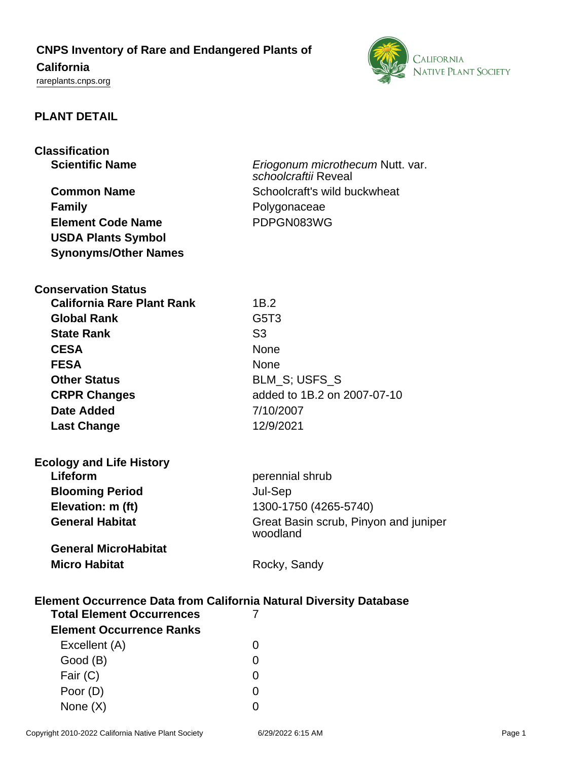# CNPS Inventory of Rare and Endangered Plants of California

rareplants.cnps.org

## PLANT DETAIL

### Classification

| | |
|---|---|
| **Scientific Name** | *Eriogonum microthecum* Nutt. var. *schoolcraftii* Reveal |
| **Common Name** | Schoolcraft's wild buckwheat |
| **Family** | Polygonaceae |
| **Element Code Name** | PDPGN083WG |
| **USDA Plants Symbol** | |
| **Synonyms/Other Names** | |

### Conservation Status

| | |
|---|---|
| **California Rare Plant Rank** | 1B.2 |
| **Global Rank** | G5T3 |
| **State Rank** | S3 |
| **CESA** | None |
| **FESA** | None |
| **Other Status** | BLM_S; USFS_S |
| **CRPR Changes** | added to 1B.2 on 2007-07-10 |
| **Date Added** | 7/10/2007 |
| **Last Change** | 12/9/2021 |

### Ecology and Life History

| | |
|---|---|
| **Lifeform** | perennial shrub |
| **Blooming Period** | Jul-Sep |
| **Elevation: m (ft)** | 1300-1750 (4265-5740) |
| **General Habitat** | Great Basin scrub, Pinyon and juniper woodland |
| **General MicroHabitat** | |
| **Micro Habitat** | Rocky, Sandy |

### Element Occurrence Data from California Natural Diversity Database

| | |
|---|---|
| **Total Element Occurrences** | 7 |
| **Element Occurrence Ranks** | |
| Excellent (A) | 0 |
| Good (B) | 0 |
| Fair (C) | 0 |
| Poor (D) | 0 |
| None (X) | 0 |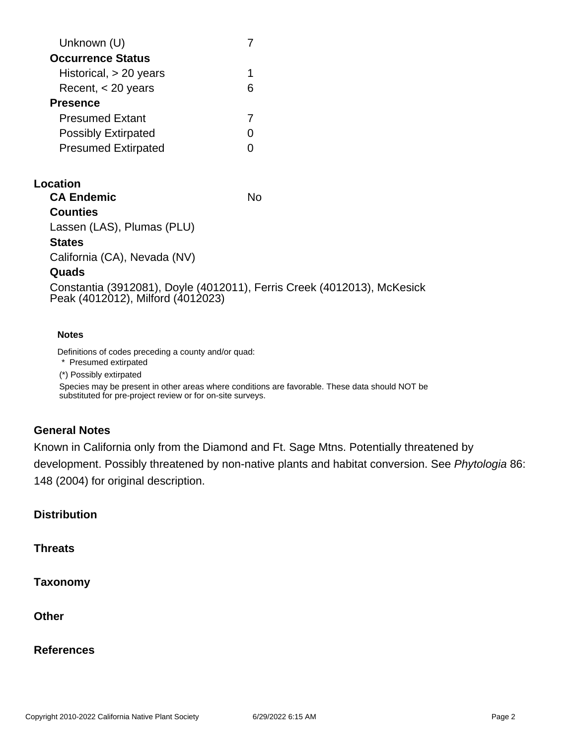| | |
|---|---|
| Unknown (U) | 7 |
| **Occurrence Status** | |
| Historical, > 20 years | 1 |
| Recent, < 20 years | 6 |
| **Presence** | |
| Presumed Extant | 7 |
| Possibly Extirpated | 0 |
| Presumed Extirpated | 0 |

## Location

**CA Endemic** No

**Counties**

Lassen (LAS), Plumas (PLU)

**States**

California (CA), Nevada (NV)

**Quads**

Constantia (3912081), Doyle (4012011), Ferris Creek (4012013), McKesick Peak (4012012), Milford (4012023)

**Notes**

Definitions of codes preceding a county and/or quad:

* Presumed extirpated

(*) Possibly extirpated

Species may be present in other areas where conditions are favorable. These data should NOT be substituted for pre-project review or for on-site surveys.

## General Notes

Known in California only from the Diamond and Ft. Sage Mtns. Potentially threatened by development. Possibly threatened by non-native plants and habitat conversion. See *Phytologia* 86: 148 (2004) for original description.

## Distribution

## Threats

## Taxonomy

## Other

## References